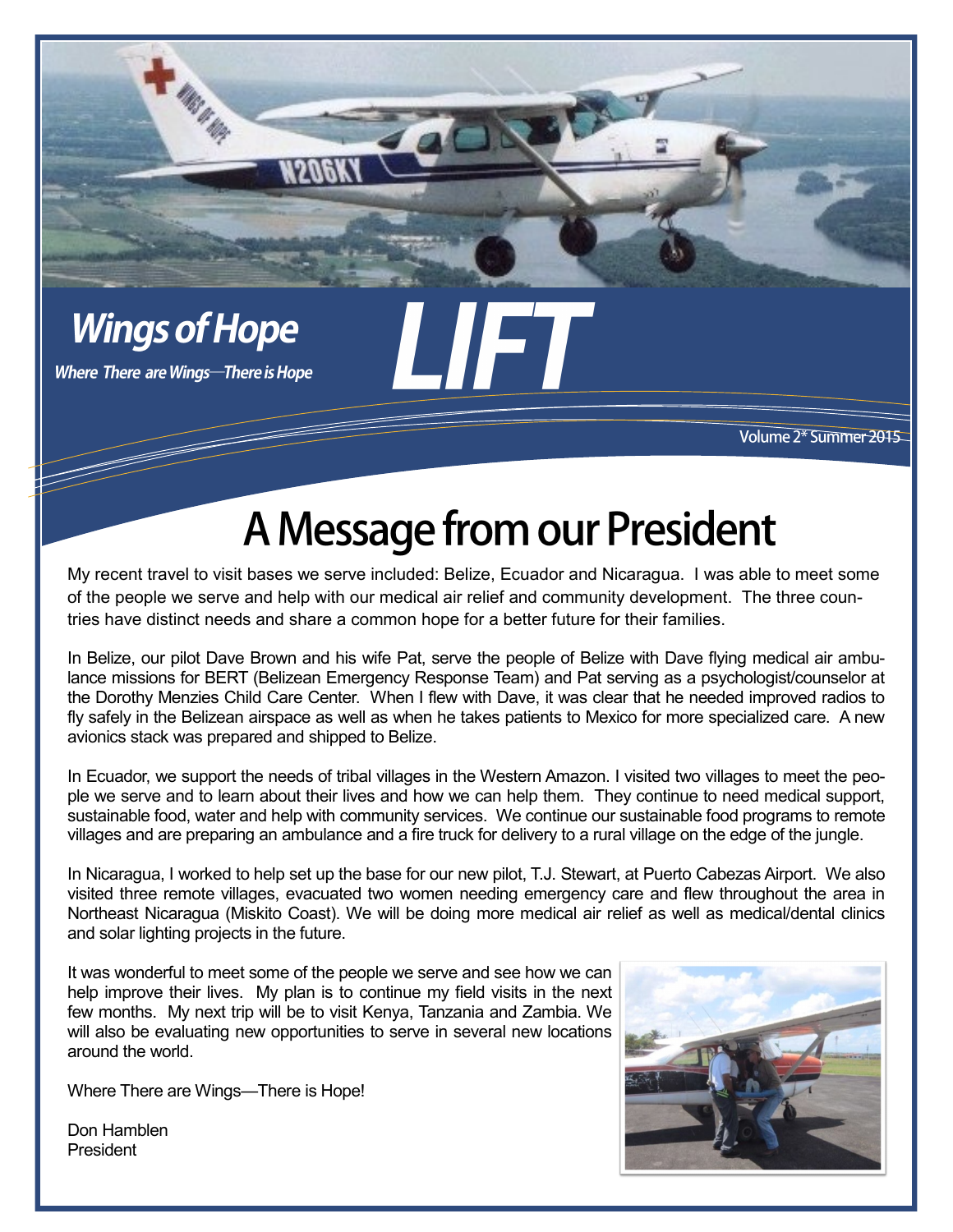# Wings of Hope

*Where There are Wings—There is Hope*

# LIFT

Volume 2* Summer 2015

## A Message from our President

My recent travel to visit bases we serve included: Belize, Ecuador and Nicaragua. I was able to meet some of the people we serve and help with our medical air relief and community development. The three countries have distinct needs and share a common hope for a better future for their families.

In Belize, our pilot Dave Brown and his wife Pat, serve the people of Belize with Dave flying medical air ambulance missions for BERT (Belizean Emergency Response Team) and Pat serving as a psychologist/counselor at the Dorothy Menzies Child Care Center. When I flew with Dave, it was clear that he needed improved radios to fly safely in the Belizean airspace as well as when he takes patients to Mexico for more specialized care. A new avionics stack was prepared and shipped to Belize.

In Ecuador, we support the needs of tribal villages in the Western Amazon. I visited two villages to meet the people we serve and to learn about their lives and how we can help them. They continue to need medical support, sustainable food, water and help with community services. We continue our sustainable food programs to remote villages and are preparing an ambulance and a fire truck for delivery to a rural village on the edge of the jungle.

In Nicaragua, I worked to help set up the base for our new pilot, T.J. Stewart, at Puerto Cabezas Airport. We also visited three remote villages, evacuated two women needing emergency care and flew throughout the area in Northeast Nicaragua (Miskito Coast). We will be doing more medical air relief as well as medical/dental clinics and solar lighting projects in the future.

It was wonderful to meet some of the people we serve and see how we can help improve their lives. My plan is to continue my field visits in the next few months. My next trip will be to visit Kenya, Tanzania and Zambia. We will also be evaluating new opportunities to serve in several new locations around the world.

Where There are Wings—There is Hope!

Don Hamblen
President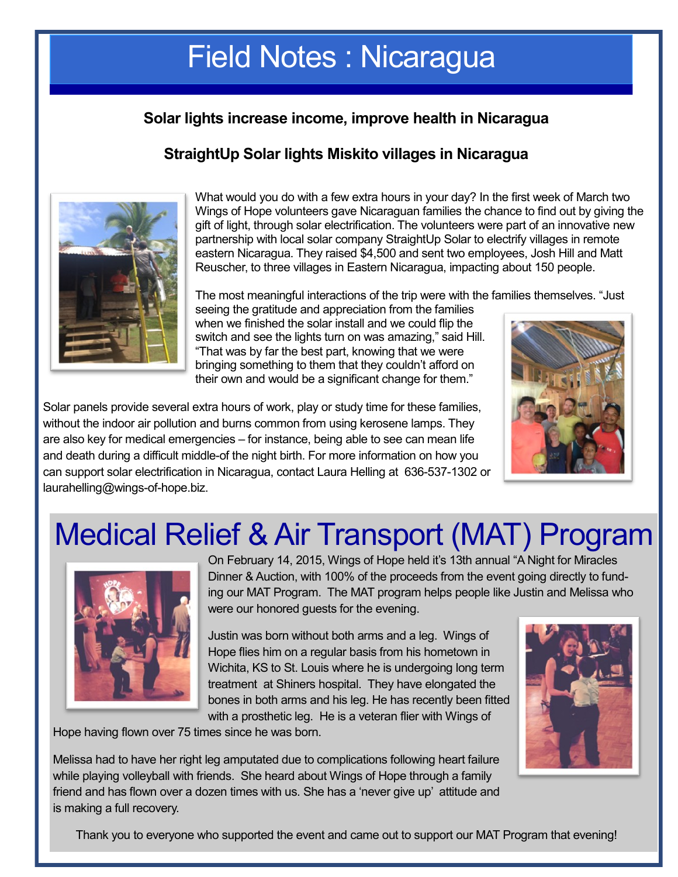# Field Notes : Nicaragua

### Solar lights increase income, improve health in Nicaragua

### StraightUp Solar lights Miskito villages in Nicaragua

What would you do with a few extra hours in your day? In the first week of March two Wings of Hope volunteers gave Nicaraguan families the chance to find out by giving the gift of light, through solar electrification. The volunteers were part of an innovative new partnership with local solar company StraightUp Solar to electrify villages in remote eastern Nicaragua. They raised $4,500 and sent two employees, Josh Hill and Matt Reuscher, to three villages in Eastern Nicaragua, impacting about 150 people.

The most meaningful interactions of the trip were with the families themselves. "Just seeing the gratitude and appreciation from the families when we finished the solar install and we could flip the switch and see the lights turn on was amazing," said Hill. "That was by far the best part, knowing that we were bringing something to them that they couldn't afford on their own and would be a significant change for them."

Solar panels provide several extra hours of work, play or study time for these families, without the indoor air pollution and burns common from using kerosene lamps. They are also key for medical emergencies – for instance, being able to see can mean life and death during a difficult middle-of the night birth. For more information on how you can support solar electrification in Nicaragua, contact Laura Helling at 636-537-1302 or laurahelling@wings-of-hope.biz.

# Medical Relief & Air Transport (MAT) Program

On February 14, 2015, Wings of Hope held it's 13th annual "A Night for Miracles Dinner & Auction, with 100% of the proceeds from the event going directly to funding our MAT Program. The MAT program helps people like Justin and Melissa who were our honored guests for the evening.

Justin was born without both arms and a leg. Wings of Hope flies him on a regular basis from his hometown in Wichita, KS to St. Louis where he is undergoing long term treatment at Shiners hospital. They have elongated the bones in both arms and his leg. He has recently been fitted with a prosthetic leg. He is a veteran flier with Wings of Hope having flown over 75 times since he was born.

Melissa had to have her right leg amputated due to complications following heart failure while playing volleyball with friends. She heard about Wings of Hope through a family friend and has flown over a dozen times with us. She has a 'never give up' attitude and is making a full recovery.

Thank you to everyone who supported the event and came out to support our MAT Program that evening!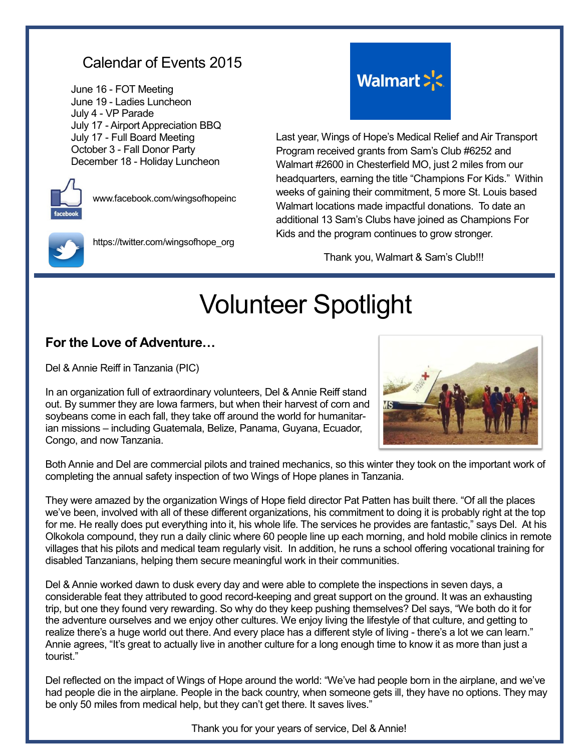## Calendar of Events 2015

June 16 - FOT Meeting
June 19 - Ladies Luncheon
July 4 - VP Parade
July 17 - Airport Appreciation BBQ
July 17 - Full Board Meeting
October 3 - Fall Donor Party
December 18 - Holiday Luncheon

www.facebook.com/wingsofhopeinc

https://twitter.com/wingsofhope_org

Last year, Wings of Hope's Medical Relief and Air Transport Program received grants from Sam's Club #6252 and Walmart #2600 in Chesterfield MO, just 2 miles from our headquarters, earning the title "Champions For Kids." Within weeks of gaining their commitment, 5 more St. Louis based Walmart locations made impactful donations. To date an additional 13 Sam's Clubs have joined as Champions For Kids and the program continues to grow stronger.

Thank you, Walmart & Sam's Club!!!

# Volunteer Spotlight

### For the Love of Adventure…

Del & Annie Reiff in Tanzania (PIC)

In an organization full of extraordinary volunteers, Del & Annie Reiff stand out. By summer they are Iowa farmers, but when their harvest of corn and soybeans come in each fall, they take off around the world for humanitarian missions – including Guatemala, Belize, Panama, Guyana, Ecuador, Congo, and now Tanzania.

Both Annie and Del are commercial pilots and trained mechanics, so this winter they took on the important work of completing the annual safety inspection of two Wings of Hope planes in Tanzania.

They were amazed by the organization Wings of Hope field director Pat Patten has built there. "Of all the places we've been, involved with all of these different organizations, his commitment to doing it is probably right at the top for me. He really does put everything into it, his whole life. The services he provides are fantastic," says Del. At his Olkokola compound, they run a daily clinic where 60 people line up each morning, and hold mobile clinics in remote villages that his pilots and medical team regularly visit. In addition, he runs a school offering vocational training for disabled Tanzanians, helping them secure meaningful work in their communities.

Del & Annie worked dawn to dusk every day and were able to complete the inspections in seven days, a considerable feat they attributed to good record-keeping and great support on the ground. It was an exhausting trip, but one they found very rewarding. So why do they keep pushing themselves? Del says, "We both do it for the adventure ourselves and we enjoy other cultures. We enjoy living the lifestyle of that culture, and getting to realize there's a huge world out there. And every place has a different style of living - there's a lot we can learn." Annie agrees, "It's great to actually live in another culture for a long enough time to know it as more than just a tourist."

Del reflected on the impact of Wings of Hope around the world: "We've had people born in the airplane, and we've had people die in the airplane. People in the back country, when someone gets ill, they have no options. They may be only 50 miles from medical help, but they can't get there. It saves lives."

Thank you for your years of service, Del & Annie!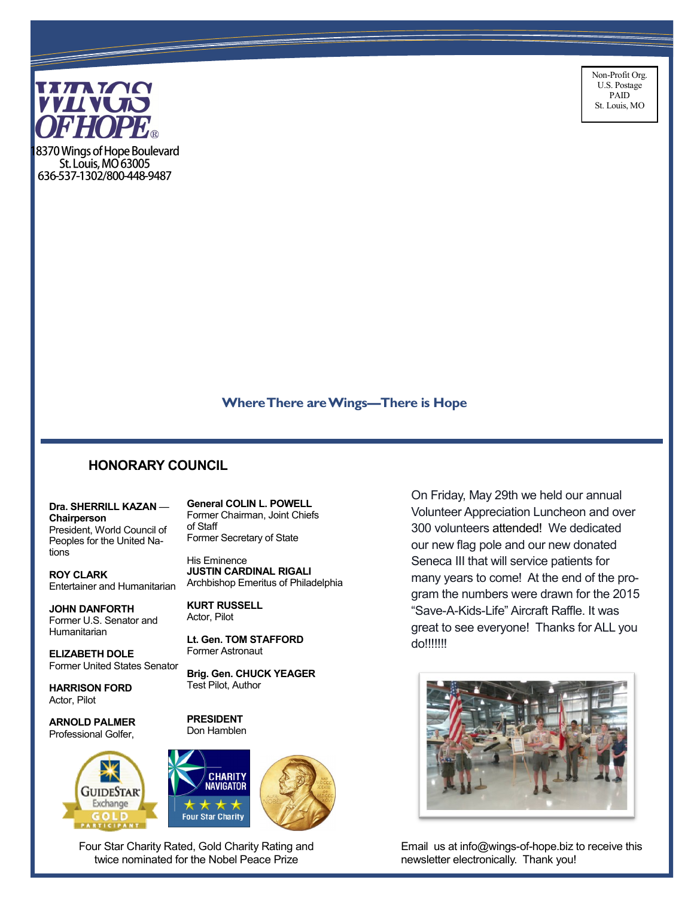WINGS OF HOPE®

18370 Wings of Hope Boulevard
St. Louis, MO 63005
636-537-1302/800-448-9487

Non-Profit Org.
U.S. Postage
PAID
St. Louis, MO

**Where There are Wings—There is Hope**

## HONORARY COUNCIL

**Dra. SHERRILL KAZAN — Chairperson**
President, World Council of Peoples for the United Nations

**ROY CLARK**
Entertainer and Humanitarian

**JOHN DANFORTH**
Former U.S. Senator and Humanitarian

**ELIZABETH DOLE**
Former United States Senator

**HARRISON FORD**
Actor, Pilot

**ARNOLD PALMER**
Professional Golfer,

**General COLIN L. POWELL**
Former Chairman, Joint Chiefs of Staff
Former Secretary of State

His Eminence
**JUSTIN CARDINAL RIGALI**
Archbishop Emeritus of Philadelphia

**KURT RUSSELL**
Actor, Pilot

**Lt. Gen. TOM STAFFORD**
Former Astronaut

**Brig. Gen. CHUCK YEAGER**
Test Pilot, Author

**PRESIDENT**
Don Hamblen

Four Star Charity Rated, Gold Charity Rating and twice nominated for the Nobel Peace Prize

On Friday, May 29th we held our annual Volunteer Appreciation Luncheon and over 300 volunteers attended! We dedicated our new flag pole and our new donated Seneca III that will service patients for many years to come! At the end of the program the numbers were drawn for the 2015 "Save-A-Kids-Life" Aircraft Raffle. It was great to see everyone! Thanks for ALL you do!!!!!!

Email us at info@wings-of-hope.biz to receive this newsletter electronically. Thank you!